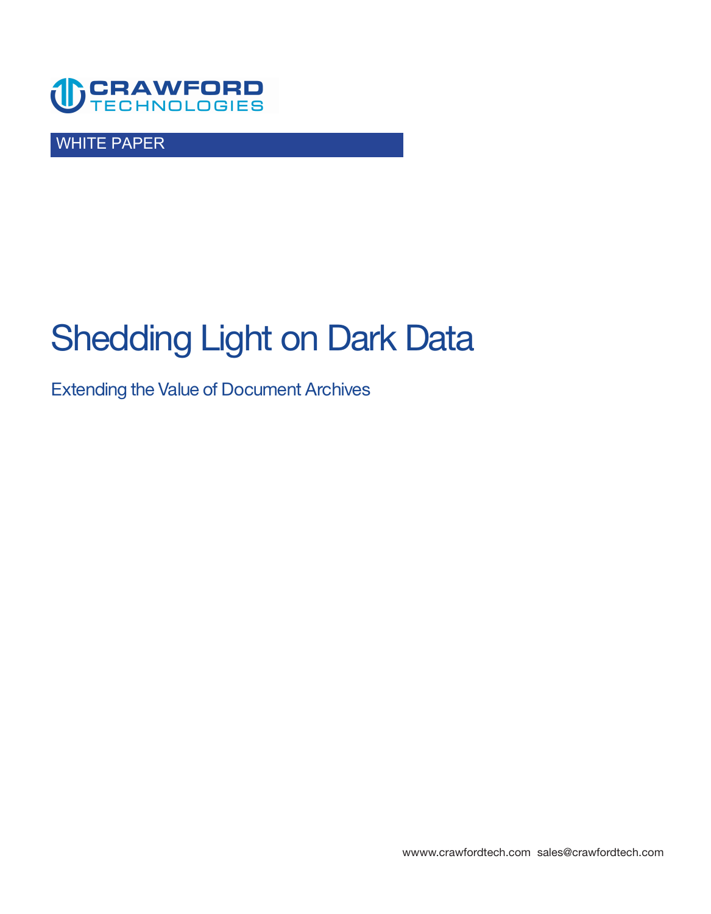CRAWFORD TECHNOLOGIES

WHITE PAPER

# Shedding Light on Dark Data

## Extending the Value of Document Archives

wwww.crawfordtech.com sales@crawfordtech.com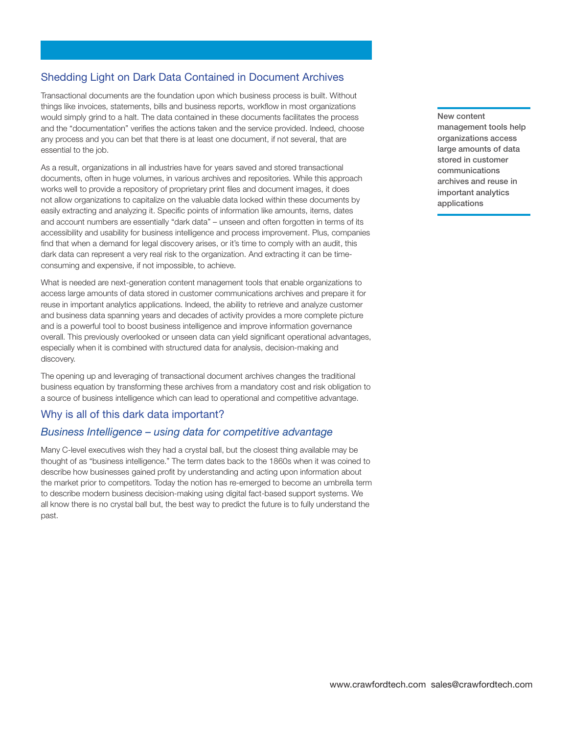## Shedding Light on Dark Data Contained in Document Archives

Transactional documents are the foundation upon which business process is built. Without things like invoices, statements, bills and business reports, workflow in most organizations would simply grind to a halt. The data contained in these documents facilitates the process and the "documentation" verifies the actions taken and the service provided. Indeed, choose any process and you can bet that there is at least one document, if not several, that are essential to the job.

As a result, organizations in all industries have for years saved and stored transactional documents, often in huge volumes, in various archives and repositories. While this approach works well to provide a repository of proprietary print files and document images, it does not allow organizations to capitalize on the valuable data locked within these documents by easily extracting and analyzing it. Specific points of information like amounts, items, dates and account numbers are essentially "dark data" – unseen and often forgotten in terms of its accessibility and usability for business intelligence and process improvement. Plus, companies find that when a demand for legal discovery arises, or it's time to comply with an audit, this dark data can represent a very real risk to the organization. And extracting it can be time-consuming and expensive, if not impossible, to achieve.

**New content management tools help organizations access large amounts of data stored in customer communications archives and reuse in important analytics applications**

What is needed are next-generation content management tools that enable organizations to access large amounts of data stored in customer communications archives and prepare it for reuse in important analytics applications. Indeed, the ability to retrieve and analyze customer and business data spanning years and decades of activity provides a more complete picture and is a powerful tool to boost business intelligence and improve information governance overall. This previously overlooked or unseen data can yield significant operational advantages, especially when it is combined with structured data for analysis, decision-making and discovery.

The opening up and leveraging of transactional document archives changes the traditional business equation by transforming these archives from a mandatory cost and risk obligation to a source of business intelligence which can lead to operational and competitive advantage.

## Why is all of this dark data important?

### *Business Intelligence – using data for competitive advantage*

Many C-level executives wish they had a crystal ball, but the closest thing available may be thought of as "business intelligence." The term dates back to the 1860s when it was coined to describe how businesses gained profit by understanding and acting upon information about the market prior to competitors. Today the notion has re-emerged to become an umbrella term to describe modern business decision-making using digital fact-based support systems. We all know there is no crystal ball but, the best way to predict the future is to fully understand the past.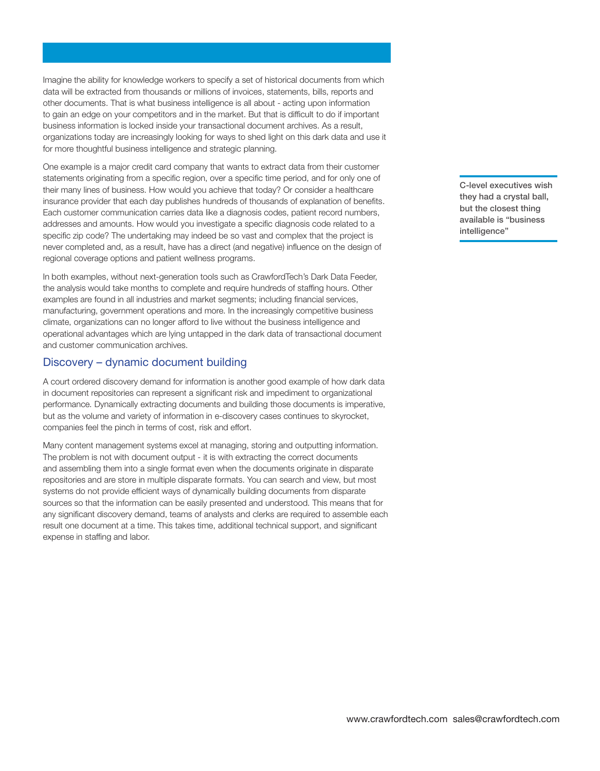Imagine the ability for knowledge workers to specify a set of historical documents from which data will be extracted from thousands or millions of invoices, statements, bills, reports and other documents. That is what business intelligence is all about - acting upon information to gain an edge on your competitors and in the market. But that is difficult to do if important business information is locked inside your transactional document archives. As a result, organizations today are increasingly looking for ways to shed light on this dark data and use it for more thoughtful business intelligence and strategic planning.

One example is a major credit card company that wants to extract data from their customer statements originating from a specific region, over a specific time period, and for only one of their many lines of business. How would you achieve that today? Or consider a healthcare insurance provider that each day publishes hundreds of thousands of explanation of benefits. Each customer communication carries data like a diagnosis codes, patient record numbers, addresses and amounts. How would you investigate a specific diagnosis code related to a specific zip code? The undertaking may indeed be so vast and complex that the project is never completed and, as a result, have has a direct (and negative) influence on the design of regional coverage options and patient wellness programs.

**C-level executives wish they had a crystal ball, but the closest thing available is "business intelligence"**

In both examples, without next-generation tools such as CrawfordTech's Dark Data Feeder, the analysis would take months to complete and require hundreds of staffing hours. Other examples are found in all industries and market segments; including financial services, manufacturing, government operations and more. In the increasingly competitive business climate, organizations can no longer afford to live without the business intelligence and operational advantages which are lying untapped in the dark data of transactional document and customer communication archives.

## Discovery – dynamic document building

A court ordered discovery demand for information is another good example of how dark data in document repositories can represent a significant risk and impediment to organizational performance. Dynamically extracting documents and building those documents is imperative, but as the volume and variety of information in e-discovery cases continues to skyrocket, companies feel the pinch in terms of cost, risk and effort.

Many content management systems excel at managing, storing and outputting information. The problem is not with document output - it is with extracting the correct documents and assembling them into a single format even when the documents originate in disparate repositories and are store in multiple disparate formats. You can search and view, but most systems do not provide efficient ways of dynamically building documents from disparate sources so that the information can be easily presented and understood. This means that for any significant discovery demand, teams of analysts and clerks are required to assemble each result one document at a time. This takes time, additional technical support, and significant expense in staffing and labor.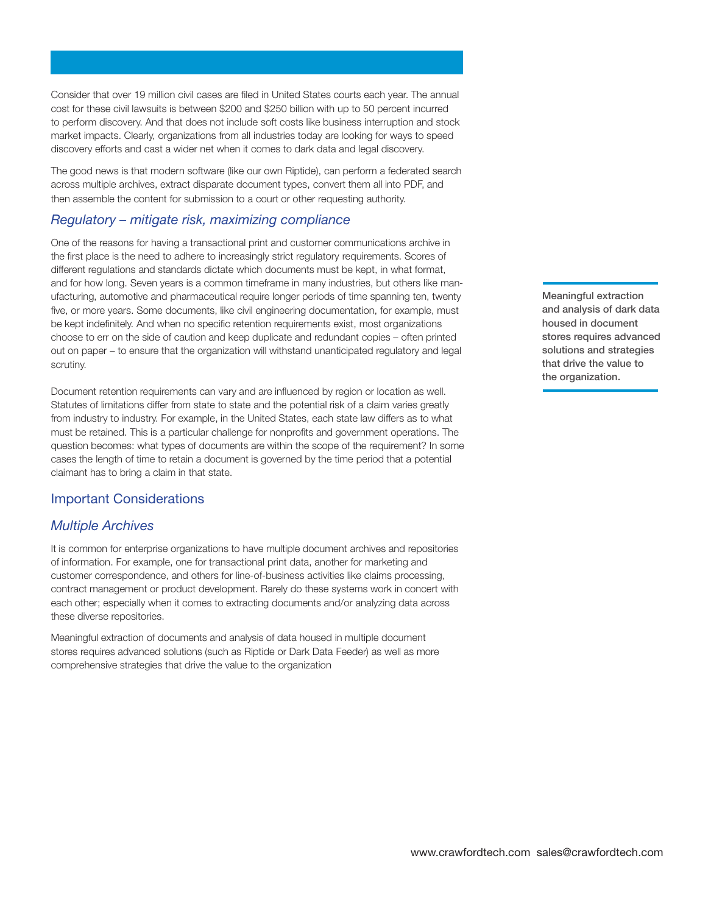Consider that over 19 million civil cases are filed in United States courts each year. The annual cost for these civil lawsuits is between $200 and $250 billion with up to 50 percent incurred to perform discovery. And that does not include soft costs like business interruption and stock market impacts. Clearly, organizations from all industries today are looking for ways to speed discovery efforts and cast a wider net when it comes to dark data and legal discovery.

The good news is that modern software (like our own Riptide), can perform a federated search across multiple archives, extract disparate document types, convert them all into PDF, and then assemble the content for submission to a court or other requesting authority.

### *Regulatory – mitigate risk, maximizing compliance*

One of the reasons for having a transactional print and customer communications archive in the first place is the need to adhere to increasingly strict regulatory requirements. Scores of different regulations and standards dictate which documents must be kept, in what format, and for how long. Seven years is a common timeframe in many industries, but others like manufacturing, automotive and pharmaceutical require longer periods of time spanning ten, twenty five, or more years. Some documents, like civil engineering documentation, for example, must be kept indefinitely. And when no specific retention requirements exist, most organizations choose to err on the side of caution and keep duplicate and redundant copies – often printed out on paper – to ensure that the organization will withstand unanticipated regulatory and legal scrutiny.

Document retention requirements can vary and are influenced by region or location as well. Statutes of limitations differ from state to state and the potential risk of a claim varies greatly from industry to industry. For example, in the United States, each state law differs as to what must be retained. This is a particular challenge for nonprofits and government operations. The question becomes: what types of documents are within the scope of the requirement? In some cases the length of time to retain a document is governed by the time period that a potential claimant has to bring a claim in that state.

## Important Considerations

### *Multiple Archives*

It is common for enterprise organizations to have multiple document archives and repositories of information. For example, one for transactional print data, another for marketing and customer correspondence, and others for line-of-business activities like claims processing, contract management or product development. Rarely do these systems work in concert with each other; especially when it comes to extracting documents and/or analyzing data across these diverse repositories.

Meaningful extraction of documents and analysis of data housed in multiple document stores requires advanced solutions (such as Riptide or Dark Data Feeder) as well as more comprehensive strategies that drive the value to the organization

**Meaningful extraction and analysis of dark data housed in document stores requires advanced solutions and strategies that drive the value to the organization.**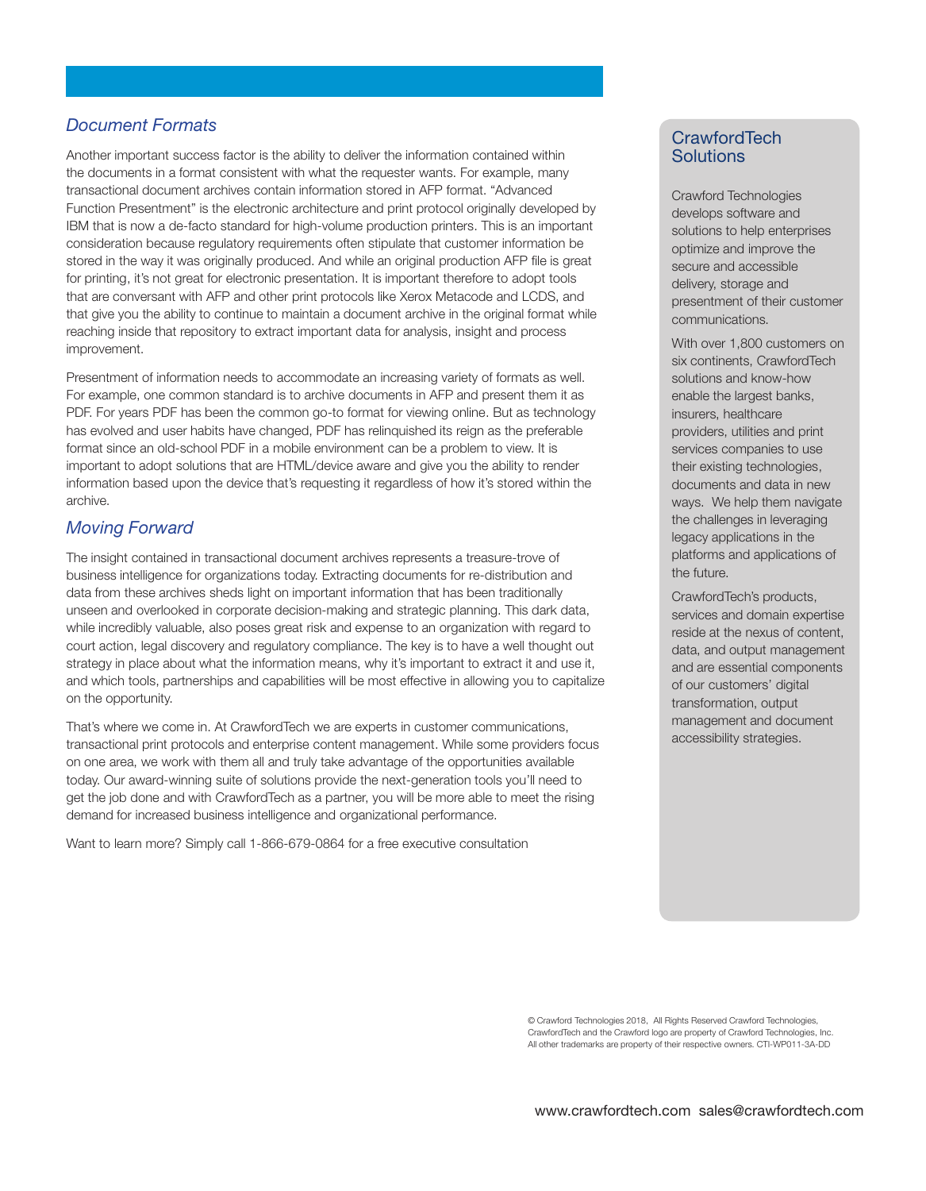## *Document Formats*

Another important success factor is the ability to deliver the information contained within the documents in a format consistent with what the requester wants. For example, many transactional document archives contain information stored in AFP format. "Advanced Function Presentment" is the electronic architecture and print protocol originally developed by IBM that is now a de-facto standard for high-volume production printers. This is an important consideration because regulatory requirements often stipulate that customer information be stored in the way it was originally produced. And while an original production AFP file is great for printing, it's not great for electronic presentation. It is important therefore to adopt tools that are conversant with AFP and other print protocols like Xerox Metacode and LCDS, and that give you the ability to continue to maintain a document archive in the original format while reaching inside that repository to extract important data for analysis, insight and process improvement.

Presentment of information needs to accommodate an increasing variety of formats as well. For example, one common standard is to archive documents in AFP and present them it as PDF. For years PDF has been the common go-to format for viewing online. But as technology has evolved and user habits have changed, PDF has relinquished its reign as the preferable format since an old-school PDF in a mobile environment can be a problem to view. It is important to adopt solutions that are HTML/device aware and give you the ability to render information based upon the device that's requesting it regardless of how it's stored within the archive.

## *Moving Forward*

The insight contained in transactional document archives represents a treasure-trove of business intelligence for organizations today. Extracting documents for re-distribution and data from these archives sheds light on important information that has been traditionally unseen and overlooked in corporate decision-making and strategic planning. This dark data, while incredibly valuable, also poses great risk and expense to an organization with regard to court action, legal discovery and regulatory compliance. The key is to have a well thought out strategy in place about what the information means, why it's important to extract it and use it, and which tools, partnerships and capabilities will be most effective in allowing you to capitalize on the opportunity.

That's where we come in. At CrawfordTech we are experts in customer communications, transactional print protocols and enterprise content management. While some providers focus on one area, we work with them all and truly take advantage of the opportunities available today. Our award-winning suite of solutions provide the next-generation tools you'll need to get the job done and with CrawfordTech as a partner, you will be more able to meet the rising demand for increased business intelligence and organizational performance.

Want to learn more? Simply call 1-866-679-0864 for a free executive consultation

## CrawfordTech Solutions

Crawford Technologies develops software and solutions to help enterprises optimize and improve the secure and accessible delivery, storage and presentment of their customer communications.

With over 1,800 customers on six continents, CrawfordTech solutions and know-how enable the largest banks, insurers, healthcare providers, utilities and print services companies to use their existing technologies, documents and data in new ways. We help them navigate the challenges in leveraging legacy applications in the platforms and applications of the future.

CrawfordTech's products, services and domain expertise reside at the nexus of content, data, and output management and are essential components of our customers' digital transformation, output management and document accessibility strategies.

© Crawford Technologies 2018, All Rights Reserved Crawford Technologies, CrawfordTech and the Crawford logo are property of Crawford Technologies, Inc. All other trademarks are property of their respective owners. CTI-WP011-3A-DD

www.crawfordtech.com sales@crawfordtech.com